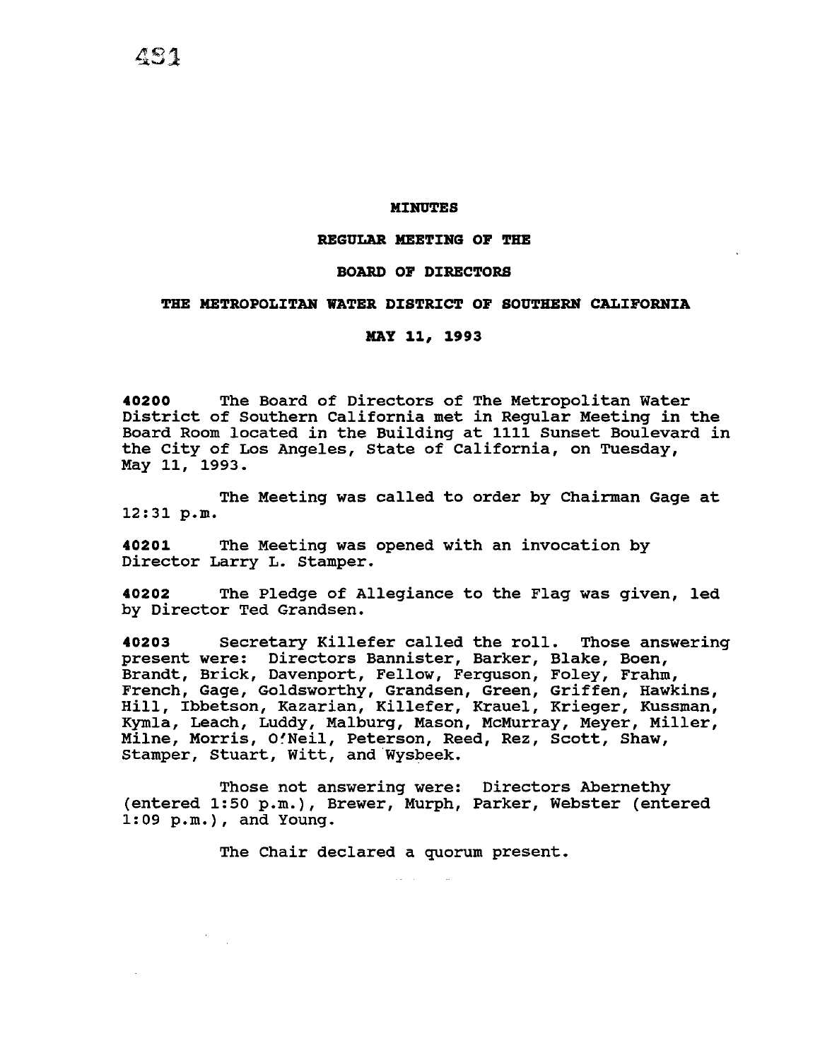# MINUTES

## REGULAR MEETING OF THE

## BOARD OF DIRECTORS

## THE METROPOLITAN WATER DISTRICT OF SOUTHERN CALIFORNIA

## MAY 11, 1993

**40200** The Board of Directors of The Metropolitan Water District of Southern California met in Regular Meeting in the Board Room located in the Building at 1111 Sunset Boulevard in the City of Los Angeles, State of California, on Tuesday, May 11, 1993.

The Meeting was called to order by Chairman Gage at 12:31 p.m.

**40201** The Meeting was opened with an invocation by Director Larry L. Stamper.

**40202** The Pledge of Allegiance to the Flag was given, led by Director Ted Grandsen.

**40203** Secretary Killefer called the roll. Those answering present were: Directors Bannister, Barker, Blake, Boen, Brandt, Brick, Davenport, Fellow, Ferguson, Foley, Frahm, French, Gage, Goldsworthy, Grandsen, Green, Griffen, Hawkins, Hill, Ibbetson, Kazarian, Killefer, Krauel, Krieger, Kussman, Kymla, Leach, Luddy, Malburg, Mason, McMurray, Meyer, Miller, Milne, Morris, O'Neil, Peterson, Reed, Rez, Scott, Shaw, Stamper, Stuart, Witt, and Wysbeek.

Those not answering were: Directors Abernethy (entered 1:50 p.m.), Brewer, Murph, Parker, Webster (entered 1:09 p.m.), and Young.

The Chair declared a quorum present.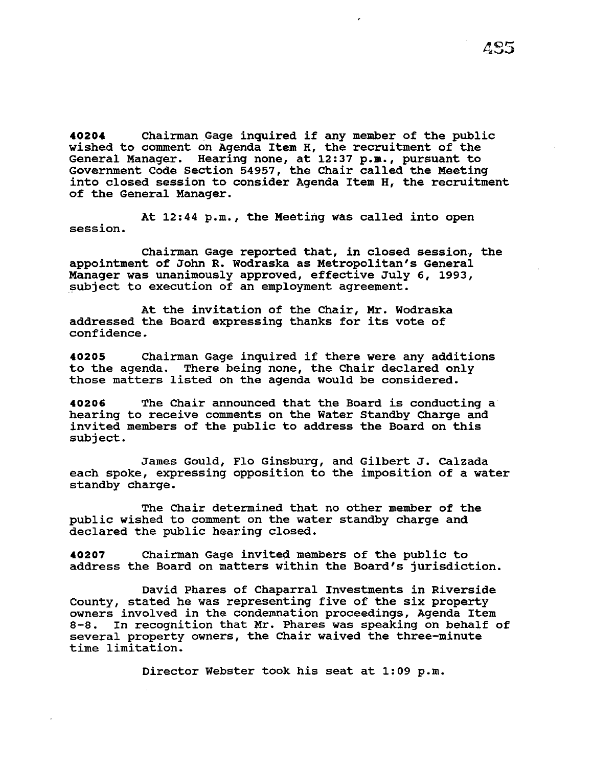**40204** Chairman Gage inquired if any member of the public wished to comment on Agenda Item H, the recruitment of the General Manager. Hearing none, at 12:37 p.m., pursuant to Government Code Section 54957, the Chair called the Meeting into closed session to consider Agenda Item H, the recruitment of the General Manager.

At 12:44 p.m., the Meeting was called into open session.

Chairman Gage reported that, in closed session, the appointment of John R. Wodraska as Metropolitan's General Manager was unanimously approved, effective July 6, 1993, subject to execution of an employment agreement.

At the invitation of the Chair, Mr. Wodraska addressed the Board expressing thanks for its vote of confidence.

**40205** Chairman Gage inquired if there were any additions to the agenda. There being none, the Chair declared only those matters listed on the agenda would be considered.

**40206** The Chair announced that the Board is conducting a hearing to receive comments on the Water Standby Charge and invited members of the public to address the Board on this subject.

James Gould, Flo Ginsburg, and Gilbert J. Calzada each spoke, expressing opposition to the imposition of a water standby charge.

The Chair determined that no other member of the public wished to comment on the water standby charge and declared the public hearing closed.

**40207** Chairman Gage invited members of the public to address the Board on matters within the Board's jurisdiction.

David Phares of Chaparral Investments in Riverside County, stated he was representing five of the six property owners involved in the condemnation proceedings, Agenda Item 8-8. In recognition that Mr. Phares was speaking on behalf of several property owners, the Chair waived the three-minute time limitation.

Director Webster took his seat at 1:09 p.m.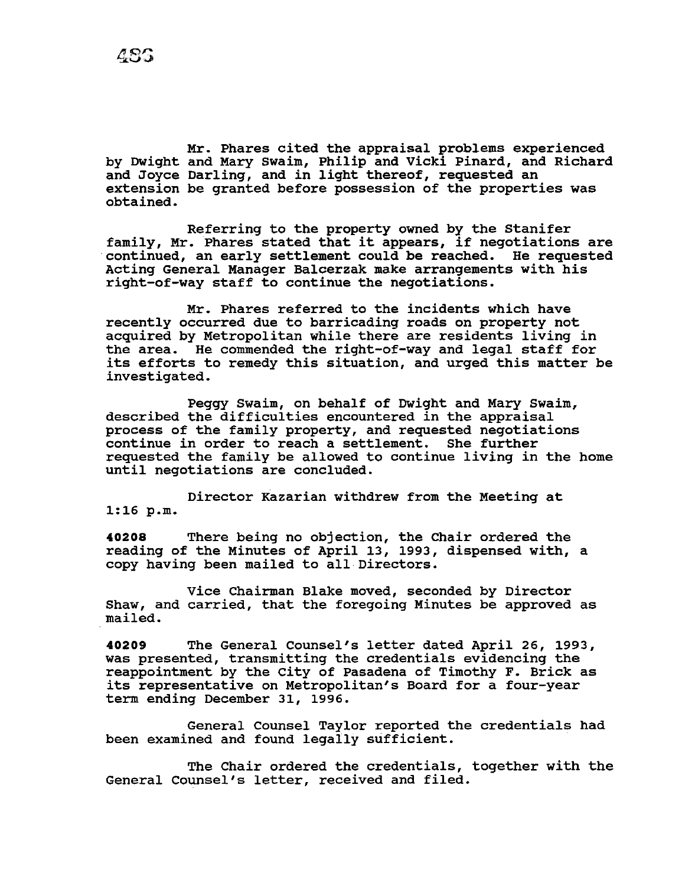Mr. Phares cited the appraisal problems experienced by Dwight and Mary Swaim, Philip and Vicki Pinard, and Richard and Joyce Darling, and in light thereof, requested an extension be granted before possession of the properties was obtained.

Referring to the property owned by the Stanifer family, Mr. Phares stated that it appears, if negotiations are continued, an early settlement could be reached. He requested Acting General Manager Balcerzak make arrangements with his right-of-way staff to continue the negotiations.

Mr. Phares referred to the incidents which have recently occurred due to barricading roads on property not acquired by Metropolitan while there are residents living in the area. He commended the right-of-way and legal staff for its efforts to remedy this situation, and urged this matter be investigated.

Peggy Swaim, on behalf of Dwight and Mary Swaim, described the difficulties encountered in the appraisal process of the family property, and requested negotiations continue in order to reach a settlement. She further requested the family be allowed to continue living in the home until negotiations are concluded.

Director Kazarian withdrew from the Meeting at 1:16 p.m.

**40208** There being no objection, the Chair ordered the reading of the Minutes of April 13, 1993, dispensed with, a copy having been mailed to all Directors.

Vice Chairman Blake moved, seconded by Director Shaw, and carried, that the foregoing Minutes be approved as mailed.

**40209** The General Counsel's letter dated April 26, 1993, was presented, transmitting the credentials evidencing the reappointment by the City of Pasadena of Timothy F. Brick as its representative on Metropolitan's Board for a four-year term ending December 31, 1996.

General Counsel Taylor reported the credentials had been examined and found legally sufficient.

The Chair ordered the credentials, together with the General Counsel's letter, received and filed.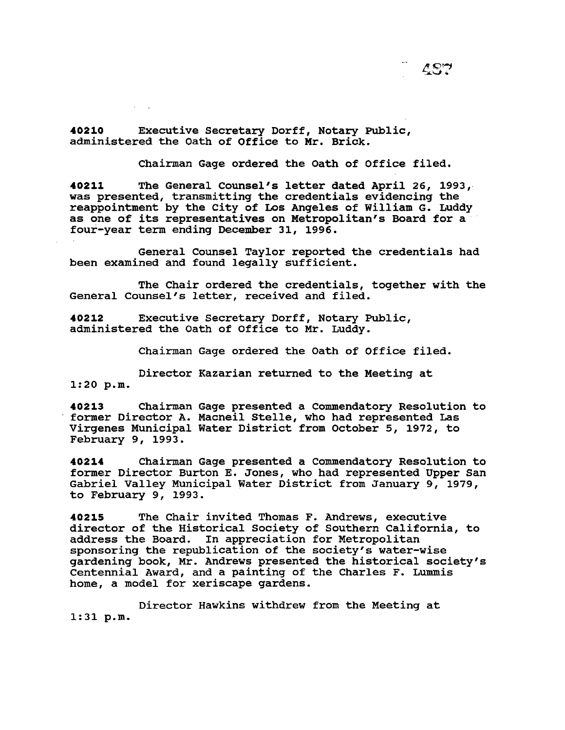**40210** Executive Secretary Dorff, Notary Public, administered the Oath of Office to Mr. Brick.

Chairman Gage ordered the Oath of Office filed.

**40211** The General Counsel's letter dated April 26, 1993, was presented, transmitting the credentials evidencing the reappointment by the City of Los Angeles of William G. Luddy as one of its representatives on Metropolitan's Board for a four-year term ending December 31, 1996.

General Counsel Taylor reported the credentials had been examined and found legally sufficient.

The Chair ordered the credentials, together with the General Counsel's letter, received and filed.

**40212** Executive Secretary Dorff, Notary Public, administered the Oath of Office to Mr. Luddy.

Chairman Gage ordered the Oath of Office filed.

Director Kazarian returned to the Meeting at 1:20 p.m.

**40213** Chairman Gage presented a Commendatory Resolution to former Director A. Macneil Stelle, who had represented Las Virgenes Municipal Water District from October 5, 1972, to February 9, 1993.

**40214** Chairman Gage presented a Commendatory Resolution to former Director Burton E. Jones, who had represented Upper San Gabriel Valley Municipal Water District from January 9, 1979, to February 9, 1993.

**40215** The Chair invited Thomas F. Andrews, executive director of the Historical Society of Southern California, to address the Board. In appreciation for Metropolitan sponsoring the republication of the society's water-wise gardening book, Mr. Andrews presented the historical society's Centennial Award, and a painting of the Charles F. Lummis home, a model for xeriscape gardens.

Director Hawkins withdrew from the Meeting at 1:31 p.m.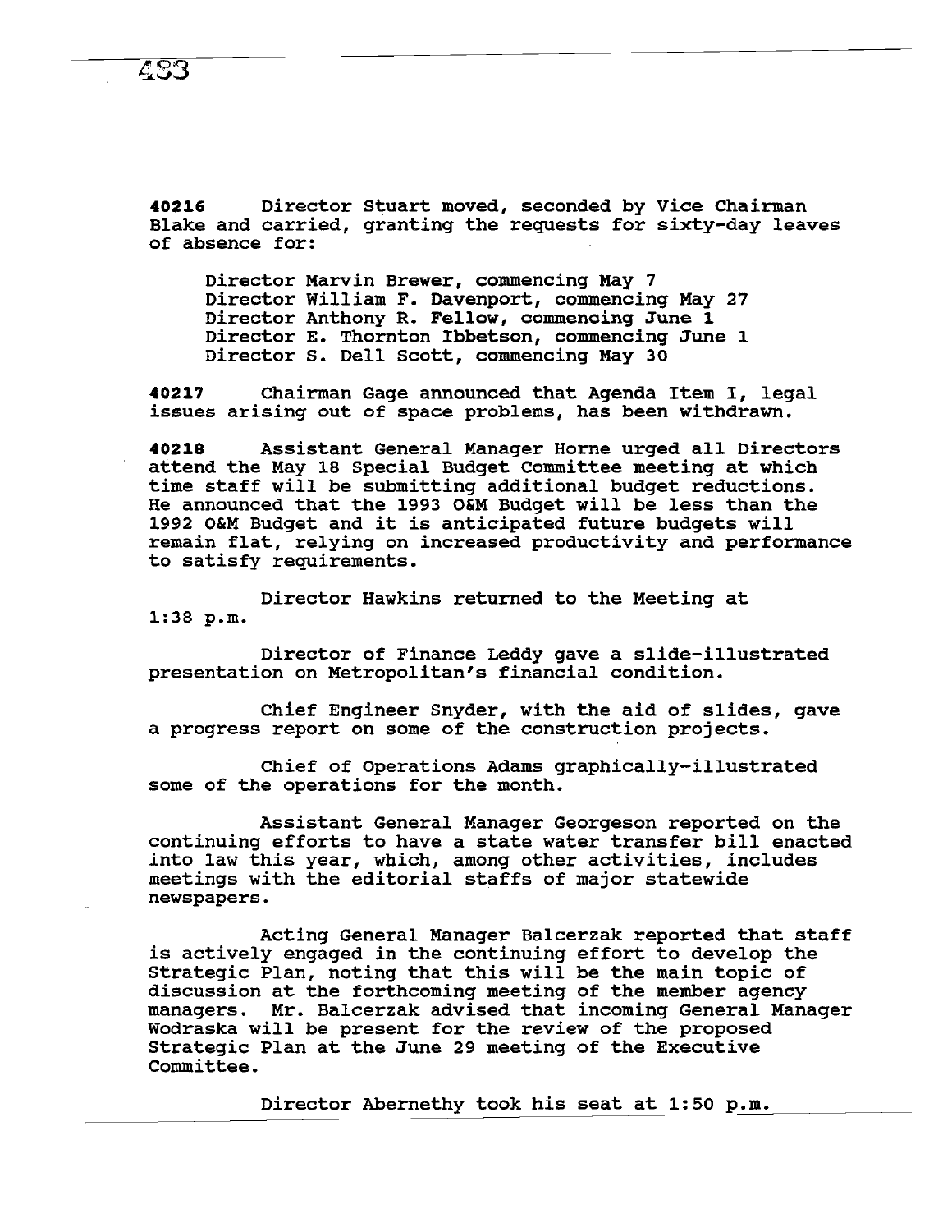**40216** Director Stuart moved, seconded by Vice Chairman Blake and carried, granting the requests for sixty-day leaves of absence for:

Director Marvin Brewer, commencing May 7
Director William F. Davenport, commencing May 27
Director Anthony R. Fellow, commencing June 1
Director E. Thornton Ibbetson, commencing June 1
Director S. Dell Scott, commencing May 30

**40217** Chairman Gage announced that Agenda Item I, legal issues arising out of space problems, has been withdrawn.

**40218** Assistant General Manager Horne urged all Directors attend the May 18 Special Budget Committee meeting at which time staff will be submitting additional budget reductions. He announced that the 1993 O&M Budget will be less than the 1992 O&M Budget and it is anticipated future budgets will remain flat, relying on increased productivity and performance to satisfy requirements.

Director Hawkins returned to the Meeting at 1:38 p.m.

Director of Finance Leddy gave a slide-illustrated presentation on Metropolitan's financial condition.

Chief Engineer Snyder, with the aid of slides, gave a progress report on some of the construction projects.

Chief of Operations Adams graphically-illustrated some of the operations for the month.

Assistant General Manager Georgeson reported on the continuing efforts to have a state water transfer bill enacted into law this year, which, among other activities, includes meetings with the editorial staffs of major statewide newspapers.

Acting General Manager Balcerzak reported that staff is actively engaged in the continuing effort to develop the Strategic Plan, noting that this will be the main topic of discussion at the forthcoming meeting of the member agency managers. Mr. Balcerzak advised that incoming General Manager Wodraska will be present for the review of the proposed Strategic Plan at the June 29 meeting of the Executive Committee.

Director Abernethy took his seat at 1:50 p.m.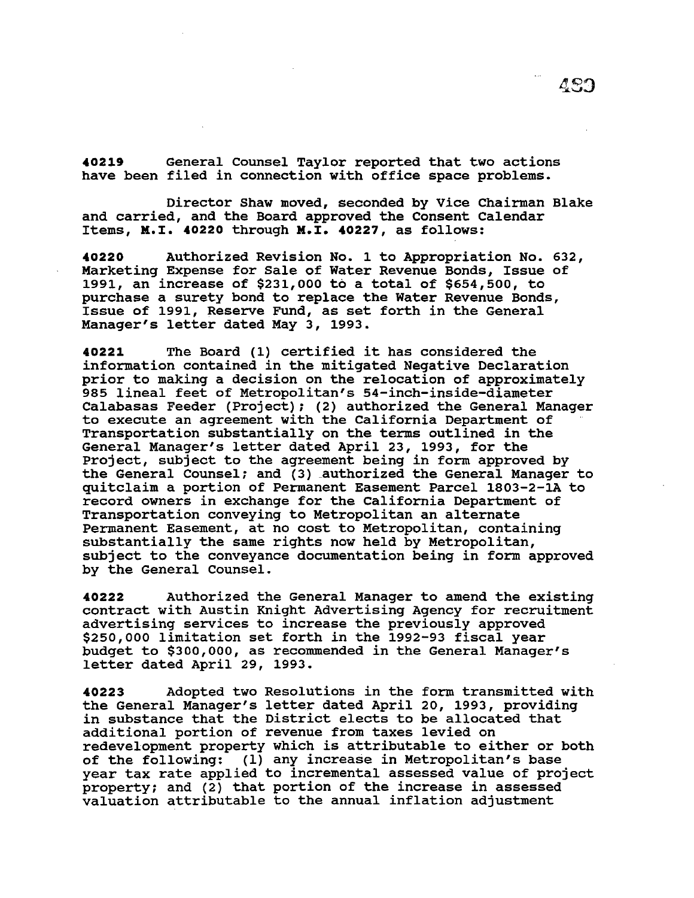**40219** General Counsel Taylor reported that two actions have been filed in connection with office space problems.

Director Shaw moved, seconded by Vice Chairman Blake and carried, and the Board approved the Consent Calendar Items, **M.I. 40220** through **M.I. 40227**, as follows:

**40220** Authorized Revision No. 1 to Appropriation No. 632, Marketing Expense for Sale of Water Revenue Bonds, Issue of 1991, an increase of $231,000 to a total of $654,500, to purchase a surety bond to replace the Water Revenue Bonds, Issue of 1991, Reserve Fund, as set forth in the General Manager's letter dated May 3, 1993.

**40221** The Board (1) certified it has considered the information contained in the mitigated Negative Declaration prior to making a decision on the relocation of approximately 985 lineal feet of Metropolitan's 54-inch-inside-diameter Calabasas Feeder (Project); (2) authorized the General Manager to execute an agreement with the California Department of Transportation substantially on the terms outlined in the General Manager's letter dated April 23, 1993, for the Project, subject to the agreement being in form approved by the General Counsel; and (3) authorized the General Manager to quitclaim a portion of Permanent Easement Parcel 1803-2-1A to record owners in exchange for the California Department of Transportation conveying to Metropolitan an alternate Permanent Easement, at no cost to Metropolitan, containing substantially the same rights now held by Metropolitan, subject to the conveyance documentation being in form approved by the General Counsel.

**40222** Authorized the General Manager to amend the existing contract with Austin Knight Advertising Agency for recruitment advertising services to increase the previously approved $250,000 limitation set forth in the 1992-93 fiscal year budget to $300,000, as recommended in the General Manager's letter dated April 29, 1993.

**40223** Adopted two Resolutions in the form transmitted with the General Manager's letter dated April 20, 1993, providing in substance that the District elects to be allocated that additional portion of revenue from taxes levied on redevelopment property which is attributable to either or both of the following: (1) any increase in Metropolitan's base year tax rate applied to incremental assessed value of project property; and (2) that portion of the increase in assessed valuation attributable to the annual inflation adjustment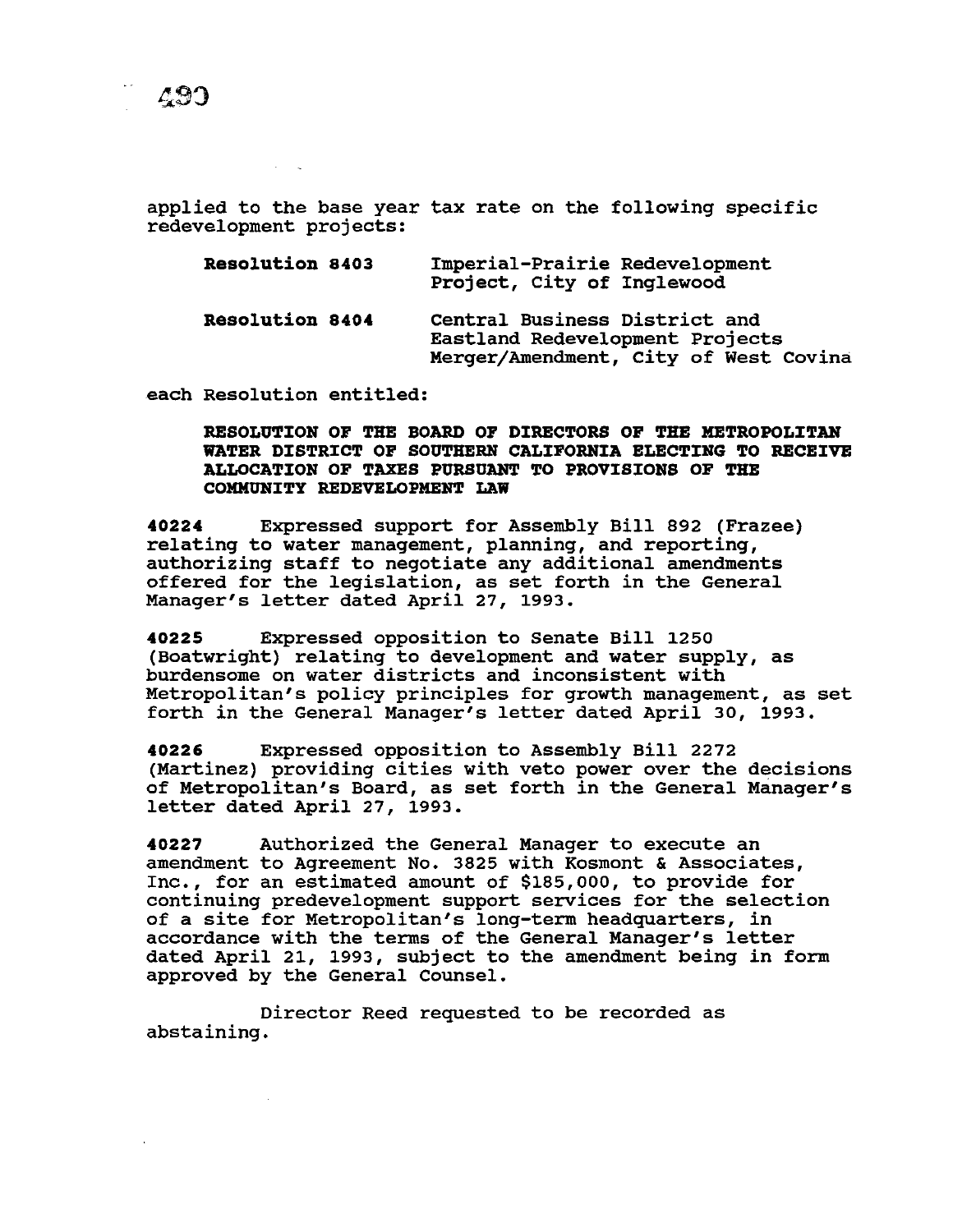applied to the base year tax rate on the following specific redevelopment projects:

| | |
|---|---|
| **Resolution 8403** | Imperial-Prairie Redevelopment Project, City of Inglewood |
| **Resolution 8404** | Central Business District and Eastland Redevelopment Projects Merger/Amendment, City of West Covina |

each Resolution entitled:

**RESOLUTION OF THE BOARD OF DIRECTORS OF THE METROPOLITAN WATER DISTRICT OF SOUTHERN CALIFORNIA ELECTING TO RECEIVE ALLOCATION OF TAXES PURSUANT TO PROVISIONS OF THE COMMUNITY REDEVELOPMENT LAW**

**40224** Expressed support for Assembly Bill 892 (Frazee) relating to water management, planning, and reporting, authorizing staff to negotiate any additional amendments offered for the legislation, as set forth in the General Manager's letter dated April 27, 1993.

**40225** Expressed opposition to Senate Bill 1250 (Boatwright) relating to development and water supply, as burdensome on water districts and inconsistent with Metropolitan's policy principles for growth management, as set forth in the General Manager's letter dated April 30, 1993.

**40226** Expressed opposition to Assembly Bill 2272 (Martinez) providing cities with veto power over the decisions of Metropolitan's Board, as set forth in the General Manager's letter dated April 27, 1993.

**40227** Authorized the General Manager to execute an amendment to Agreement No. 3825 with Kosmont & Associates, Inc., for an estimated amount of $185,000, to provide for continuing predevelopment support services for the selection of a site for Metropolitan's long-term headquarters, in accordance with the terms of the General Manager's letter dated April 21, 1993, subject to the amendment being in form approved by the General Counsel.

Director Reed requested to be recorded as abstaining.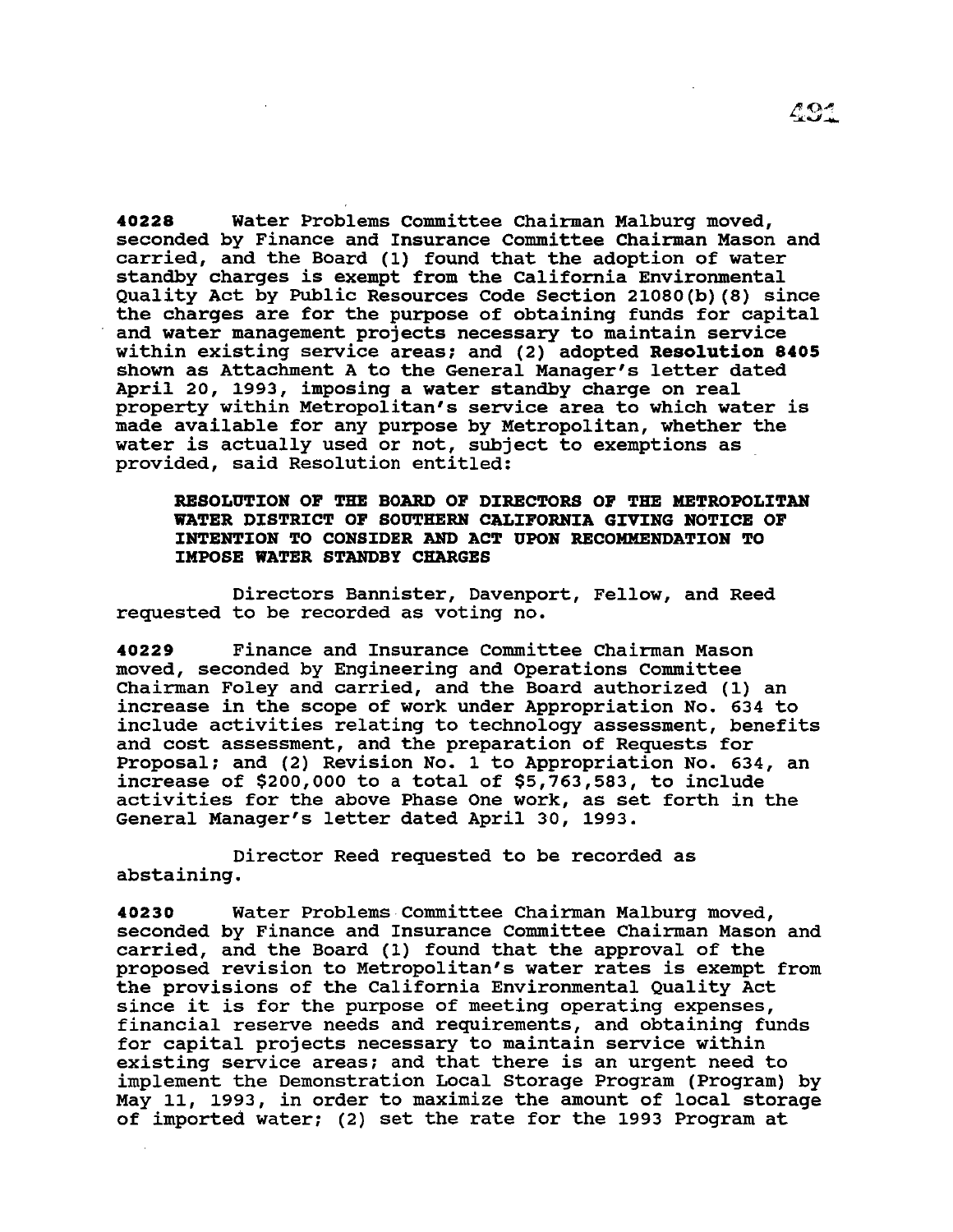**40228** Water Problems Committee Chairman Malburg moved, seconded by Finance and Insurance Committee Chairman Mason and carried, and the Board (1) found that the adoption of water standby charges is exempt from the California Environmental Quality Act by Public Resources Code Section 21080(b)(8) since the charges are for the purpose of obtaining funds for capital and water management projects necessary to maintain service within existing service areas; and (2) adopted **Resolution 8405** shown as Attachment A to the General Manager's letter dated April 20, 1993, imposing a water standby charge on real property within Metropolitan's service area to which water is made available for any purpose by Metropolitan, whether the water is actually used or not, subject to exemptions as provided, said Resolution entitled:

> **RESOLUTION OF THE BOARD OF DIRECTORS OF THE METROPOLITAN WATER DISTRICT OF SOUTHERN CALIFORNIA GIVING NOTICE OF INTENTION TO CONSIDER AND ACT UPON RECOMMENDATION TO IMPOSE WATER STANDBY CHARGES**

Directors Bannister, Davenport, Fellow, and Reed requested to be recorded as voting no.

**40229** Finance and Insurance Committee Chairman Mason moved, seconded by Engineering and Operations Committee Chairman Foley and carried, and the Board authorized (1) an increase in the scope of work under Appropriation No. 634 to include activities relating to technology assessment, benefits and cost assessment, and the preparation of Requests for Proposal; and (2) Revision No. 1 to Appropriation No. 634, an increase of $200,000 to a total of $5,763,583, to include activities for the above Phase One work, as set forth in the General Manager's letter dated April 30, 1993.

Director Reed requested to be recorded as abstaining.

**40230** Water Problems Committee Chairman Malburg moved, seconded by Finance and Insurance Committee Chairman Mason and carried, and the Board (1) found that the approval of the proposed revision to Metropolitan's water rates is exempt from the provisions of the California Environmental Quality Act since it is for the purpose of meeting operating expenses, financial reserve needs and requirements, and obtaining funds for capital projects necessary to maintain service within existing service areas; and that there is an urgent need to implement the Demonstration Local Storage Program (Program) by May 11, 1993, in order to maximize the amount of local storage of imported water; (2) set the rate for the 1993 Program at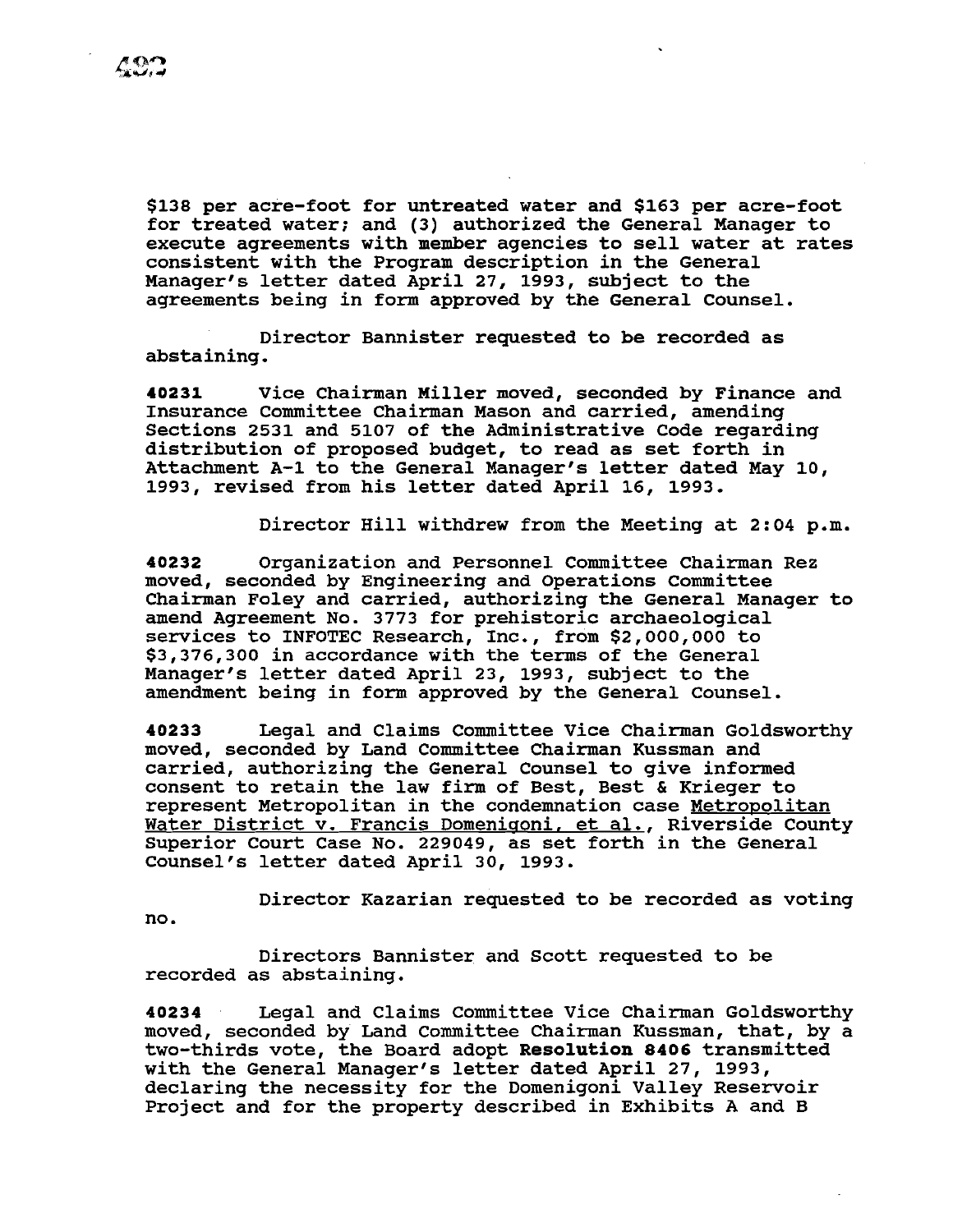$138 per acre-foot for untreated water and $163 per acre-foot for treated water; and (3) authorized the General Manager to execute agreements with member agencies to sell water at rates consistent with the Program description in the General Manager's letter dated April 27, 1993, subject to the agreements being in form approved by the General Counsel.

Director Bannister requested to be recorded as abstaining.

**40231** Vice Chairman Miller moved, seconded by Finance and Insurance Committee Chairman Mason and carried, amending Sections 2531 and 5107 of the Administrative Code regarding distribution of proposed budget, to read as set forth in Attachment A-1 to the General Manager's letter dated May 10, 1993, revised from his letter dated April 16, 1993.

Director Hill withdrew from the Meeting at 2:04 p.m.

**40232** Organization and Personnel Committee Chairman Rez moved, seconded by Engineering and Operations Committee Chairman Foley and carried, authorizing the General Manager to amend Agreement No. 3773 for prehistoric archaeological services to INFOTEC Research, Inc., from $2,000,000 to $3,376,300 in accordance with the terms of the General Manager's letter dated April 23, 1993, subject to the amendment being in form approved by the General Counsel.

**40233** Legal and Claims Committee Vice Chairman Goldsworthy moved, seconded by Land Committee Chairman Kussman and carried, authorizing the General Counsel to give informed consent to retain the law firm of Best, Best & Krieger to represent Metropolitan in the condemnation case Metropolitan Water District v. Francis Domenigoni, et al., Riverside County Superior Court Case No. 229049, as set forth in the General Counsel's letter dated April 30, 1993.

Director Kazarian requested to be recorded as voting no.

Directors Bannister and Scott requested to be recorded as abstaining.

**40234** Legal and Claims Committee Vice Chairman Goldsworthy moved, seconded by Land Committee Chairman Kussman, that, by a two-thirds vote, the Board adopt **Resolution 8406** transmitted with the General Manager's letter dated April 27, 1993, declaring the necessity for the Domenigoni Valley Reservoir Project and for the property described in Exhibits A and B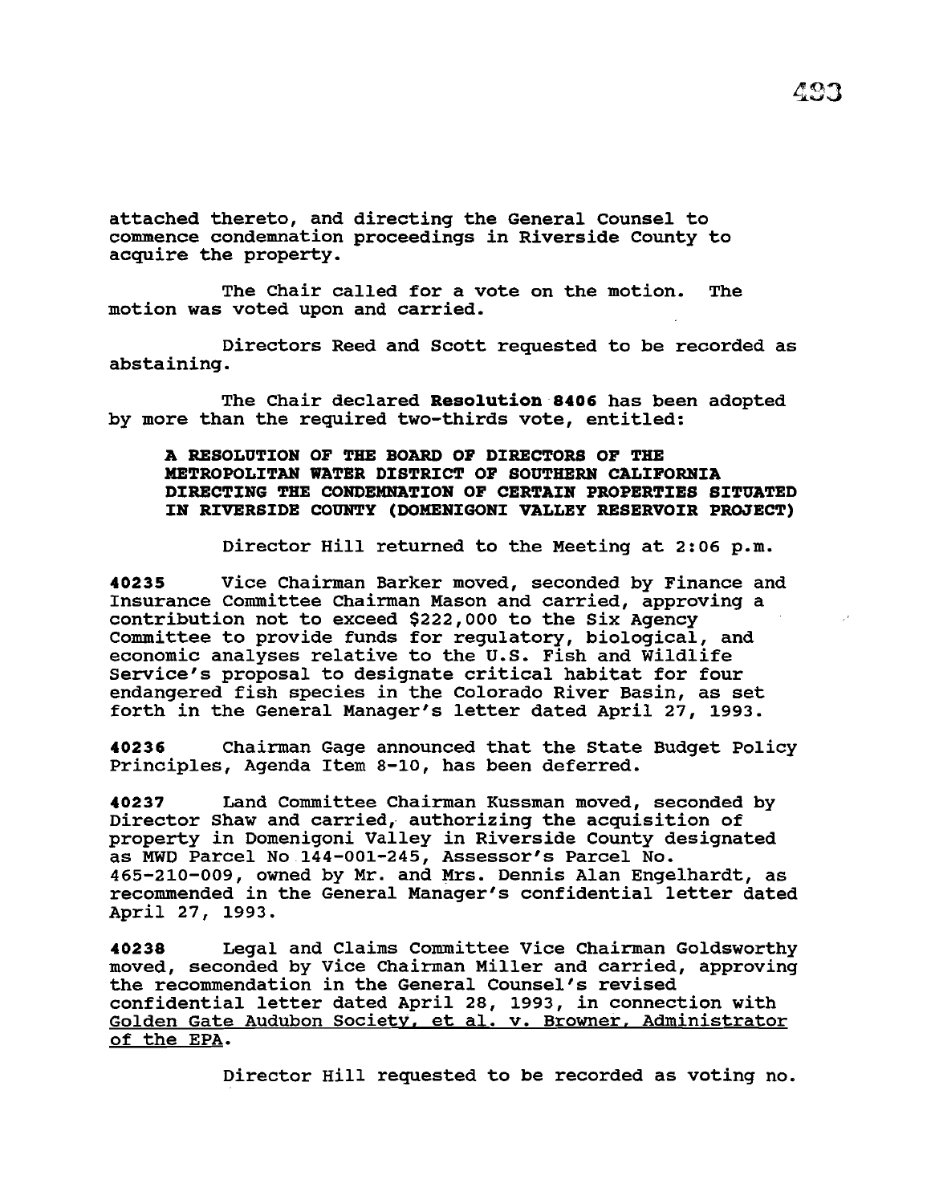attached thereto, and directing the General Counsel to commence condemnation proceedings in Riverside County to acquire the property.

The Chair called for a vote on the motion. The motion was voted upon and carried.

Directors Reed and Scott requested to be recorded as abstaining.

The Chair declared **Resolution 8406** has been adopted by more than the required two-thirds vote, entitled:

**A RESOLUTION OF THE BOARD OF DIRECTORS OF THE METROPOLITAN WATER DISTRICT OF SOUTHERN CALIFORNIA DIRECTING THE CONDEMNATION OF CERTAIN PROPERTIES SITUATED IN RIVERSIDE COUNTY (DOMENIGONI VALLEY RESERVOIR PROJECT)**

Director Hill returned to the Meeting at 2:06 p.m.

**40235** Vice Chairman Barker moved, seconded by Finance and Insurance Committee Chairman Mason and carried, approving a contribution not to exceed $222,000 to the Six Agency Committee to provide funds for regulatory, biological, and economic analyses relative to the U.S. Fish and Wildlife Service's proposal to designate critical habitat for four endangered fish species in the Colorado River Basin, as set forth in the General Manager's letter dated April 27, 1993.

**40236** Chairman Gage announced that the State Budget Policy Principles, Agenda Item 8-10, has been deferred.

**40237** Land Committee Chairman Kussman moved, seconded by Director Shaw and carried, authorizing the acquisition of property in Domenigoni Valley in Riverside County designated as MWD Parcel No 144-001-245, Assessor's Parcel No. 465-210-009, owned by Mr. and Mrs. Dennis Alan Engelhardt, as recommended in the General Manager's confidential letter dated April 27, 1993.

**40238** Legal and Claims Committee Vice Chairman Goldsworthy moved, seconded by Vice Chairman Miller and carried, approving the recommendation in the General Counsel's revised confidential letter dated April 28, 1993, in connection with Golden Gate Audubon Society, et al. v. Browner, Administrator of the EPA.

Director Hill requested to be recorded as voting no.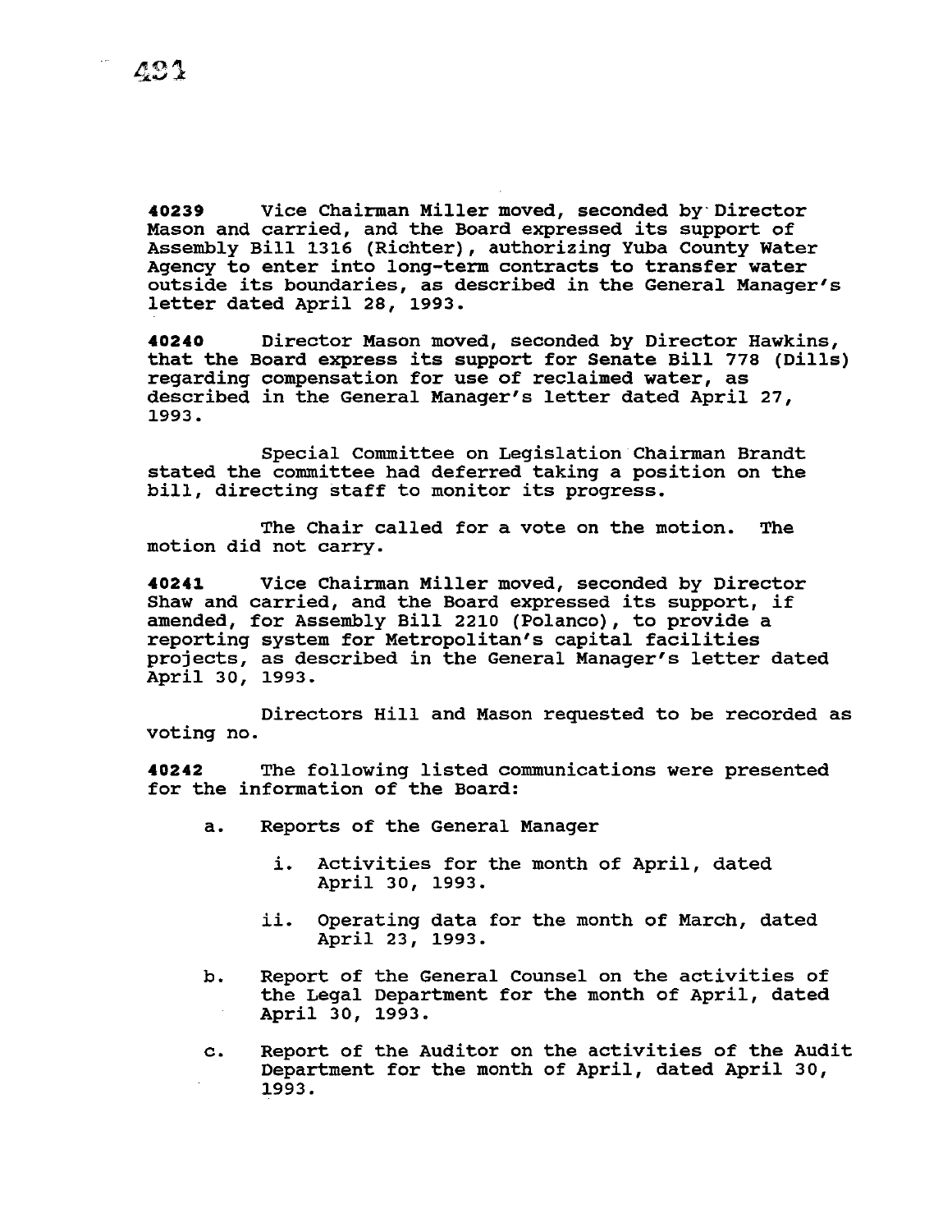**40239** Vice Chairman Miller moved, seconded by Director Mason and carried, and the Board expressed its support of Assembly Bill 1316 (Richter), authorizing Yuba County Water Agency to enter into long-term contracts to transfer water outside its boundaries, as described in the General Manager's letter dated April 28, 1993.

**40240** Director Mason moved, seconded by Director Hawkins, that the Board express its support for Senate Bill 778 (Dills) regarding compensation for use of reclaimed water, as described in the General Manager's letter dated April 27, 1993.

Special Committee on Legislation Chairman Brandt stated the committee had deferred taking a position on the bill, directing staff to monitor its progress.

The Chair called for a vote on the motion. The motion did not carry.

**40241** Vice Chairman Miller moved, seconded by Director Shaw and carried, and the Board expressed its support, if amended, for Assembly Bill 2210 (Polanco), to provide a reporting system for Metropolitan's capital facilities projects, as described in the General Manager's letter dated April 30, 1993.

Directors Hill and Mason requested to be recorded as voting no.

**40242** The following listed communications were presented for the information of the Board:

a. Reports of the General Manager

   i. Activities for the month of April, dated April 30, 1993.

   ii. Operating data for the month of March, dated April 23, 1993.

b. Report of the General Counsel on the activities of the Legal Department for the month of April, dated April 30, 1993.

c. Report of the Auditor on the activities of the Audit Department for the month of April, dated April 30, 1993.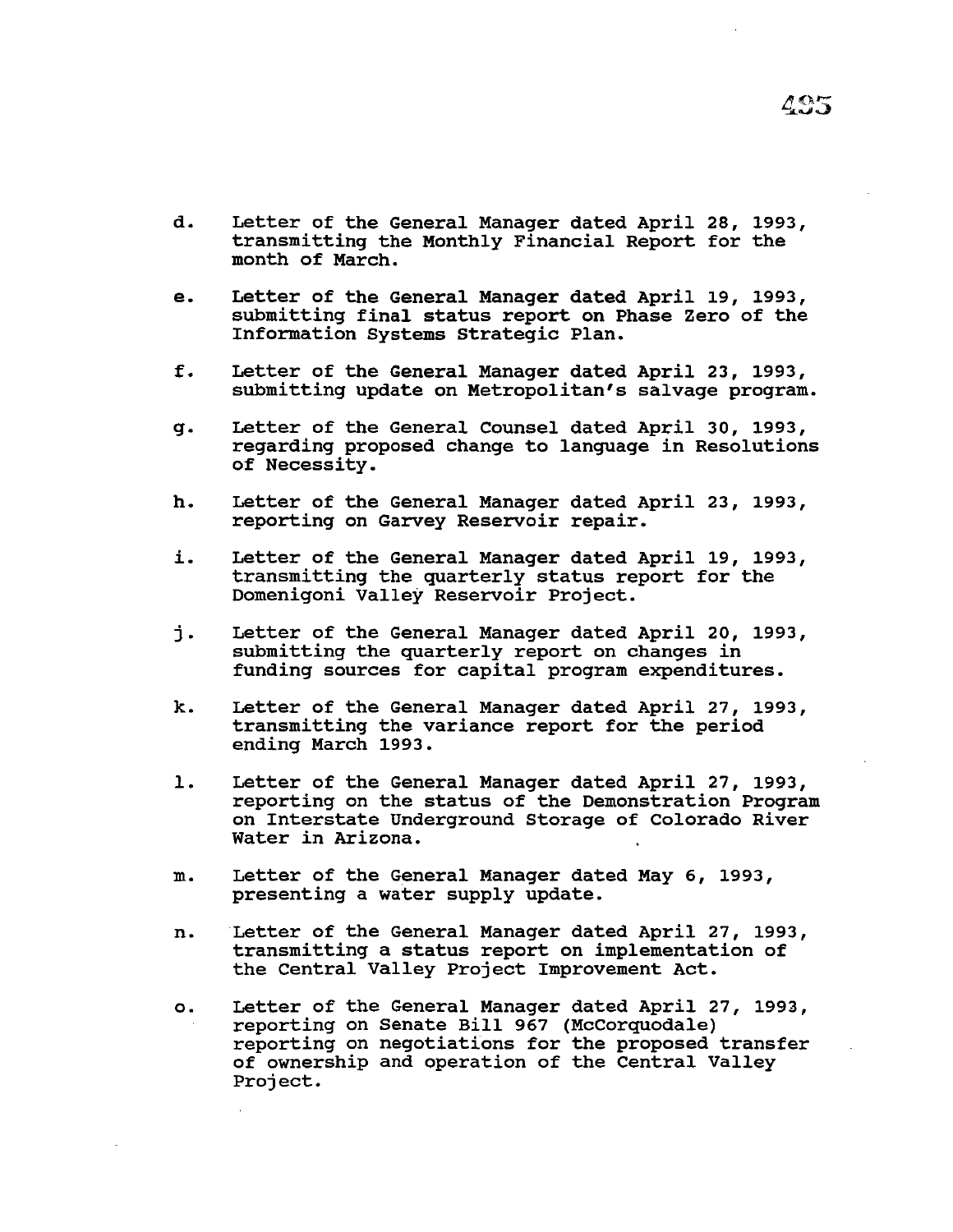d. Letter of the General Manager dated April 28, 1993, transmitting the Monthly Financial Report for the month of March.

e. Letter of the General Manager dated April 19, 1993, submitting final status report on Phase Zero of the Information Systems Strategic Plan.

f. Letter of the General Manager dated April 23, 1993, submitting update on Metropolitan's salvage program.

g. Letter of the General Counsel dated April 30, 1993, regarding proposed change to language in Resolutions of Necessity.

h. Letter of the General Manager dated April 23, 1993, reporting on Garvey Reservoir repair.

i. Letter of the General Manager dated April 19, 1993, transmitting the quarterly status report for the Domenigoni Valley Reservoir Project.

j. Letter of the General Manager dated April 20, 1993, submitting the quarterly report on changes in funding sources for capital program expenditures.

k. Letter of the General Manager dated April 27, 1993, transmitting the variance report for the period ending March 1993.

l. Letter of the General Manager dated April 27, 1993, reporting on the status of the Demonstration Program on Interstate Underground Storage of Colorado River Water in Arizona.

m. Letter of the General Manager dated May 6, 1993, presenting a water supply update.

n. Letter of the General Manager dated April 27, 1993, transmitting a status report on implementation of the Central Valley Project Improvement Act.

o. Letter of the General Manager dated April 27, 1993, reporting on Senate Bill 967 (McCorquodale) reporting on negotiations for the proposed transfer of ownership and operation of the Central Valley Project.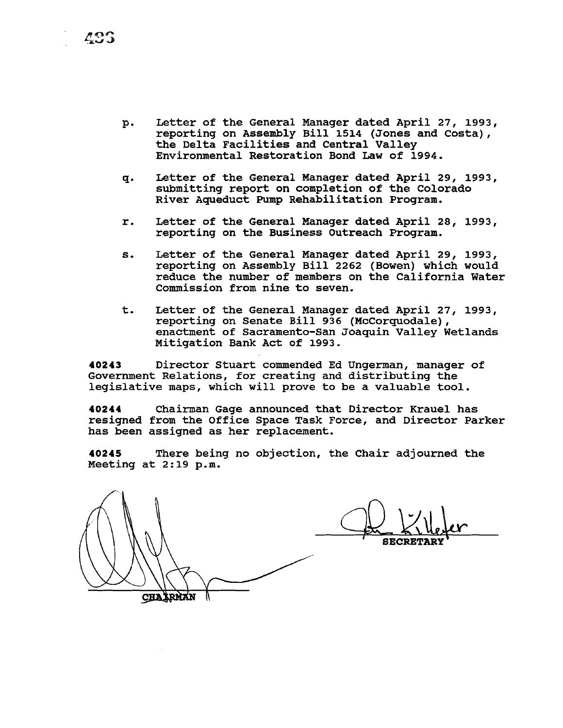p. Letter of the General Manager dated April 27, 1993, reporting on Assembly Bill 1514 (Jones and Costa), the Delta Facilities and Central Valley Environmental Restoration Bond Law of 1994.

q. Letter of the General Manager dated April 29, 1993, submitting report on completion of the Colorado River Aqueduct Pump Rehabilitation Program.

r. Letter of the General Manager dated April 28, 1993, reporting on the Business Outreach Program.

s. Letter of the General Manager dated April 29, 1993, reporting on Assembly Bill 2262 (Bowen) which would reduce the number of members on the California Water Commission from nine to seven.

t. Letter of the General Manager dated April 27, 1993, reporting on Senate Bill 936 (McCorquodale), enactment of Sacramento-San Joaquin Valley Wetlands Mitigation Bank Act of 1993.

**40243** Director Stuart commended Ed Ungerman, manager of Government Relations, for creating and distributing the legislative maps, which will prove to be a valuable tool.

**40244** Chairman Gage announced that Director Krauel has resigned from the Office Space Task Force, and Director Parker has been assigned as her replacement.

**40245** There being no objection, the Chair adjourned the Meeting at 2:19 p.m.

CHAIRMAN

SECRETARY